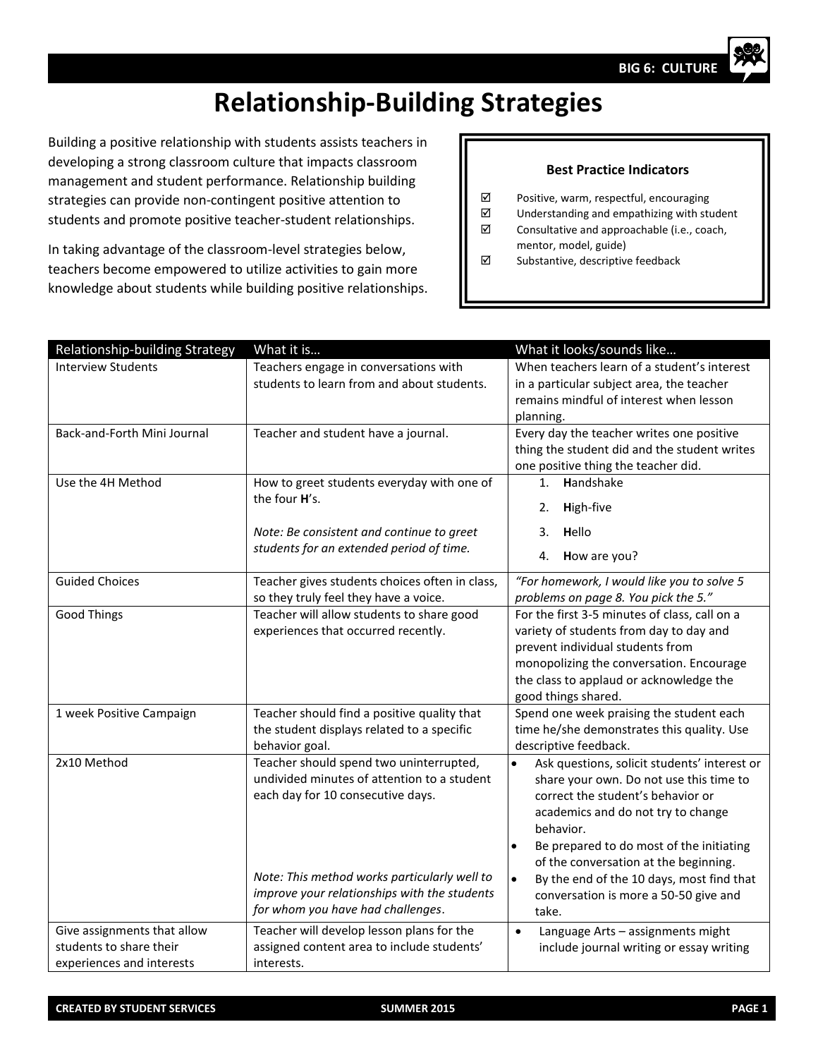# Relationship-Building Strategies

Building a positive relationship with students assists teachers in developing a strong classroom culture that impacts classroom management and student performance. Relationship building strategies can provide non-contingent positive attention to students and promote positive teacher-student relationships.

In taking advantage of the classroom-level strategies below, teachers become empowered to utilize activities to gain more knowledge about students while building positive relationships.

**Best Practice Indicators**

- ☑ Positive, warm, respectful, encouraging
- ☑ Understanding and empathizing with student
- ☑ Consultative and approachable (i.e., coach, mentor, model, guide)
- ☑ Substantive, descriptive feedback

| Relationship-building Strategy | What it is… | What it looks/sounds like… |
| --- | --- | --- |
| Interview Students | Teachers engage in conversations with students to learn from and about students. | When teachers learn of a student's interest in a particular subject area, the teacher remains mindful of interest when lesson planning. |
| Back-and-Forth Mini Journal | Teacher and student have a journal. | Every day the teacher writes one positive thing the student did and the student writes one positive thing the teacher did. |
| Use the 4H Method | How to greet students everyday with one of the four **H**'s.<br><br>*Note: Be consistent and continue to greet students for an extended period of time.* | 1. **H**andshake<br>2. **H**igh-five<br>3. **H**ello<br>4. **H**ow are you? |
| Guided Choices | Teacher gives students choices often in class, so they truly feel they have a voice. | *"For homework, I would like you to solve 5 problems on page 8. You pick the 5."* |
| Good Things | Teacher will allow students to share good experiences that occurred recently. | For the first 3-5 minutes of class, call on a variety of students from day to day and prevent individual students from monopolizing the conversation. Encourage the class to applaud or acknowledge the good things shared. |
| 1 week Positive Campaign | Teacher should find a positive quality that the student displays related to a specific behavior goal. | Spend one week praising the student each time he/she demonstrates this quality. Use descriptive feedback. |
| 2x10 Method | Teacher should spend two uninterrupted, undivided minutes of attention to a student each day for 10 consecutive days.<br><br>*Note: This method works particularly well to improve your relationships with the students for whom you have had challenges*. | • Ask questions, solicit students' interest or share your own. Do not use this time to correct the student's behavior or academics and do not try to change behavior.<br>• Be prepared to do most of the initiating of the conversation at the beginning.<br>• By the end of the 10 days, most find that conversation is more a 50-50 give and take. |
| Give assignments that allow students to share their experiences and interests | Teacher will develop lesson plans for the assigned content area to include students' interests. | • Language Arts – assignments might include journal writing or essay writing |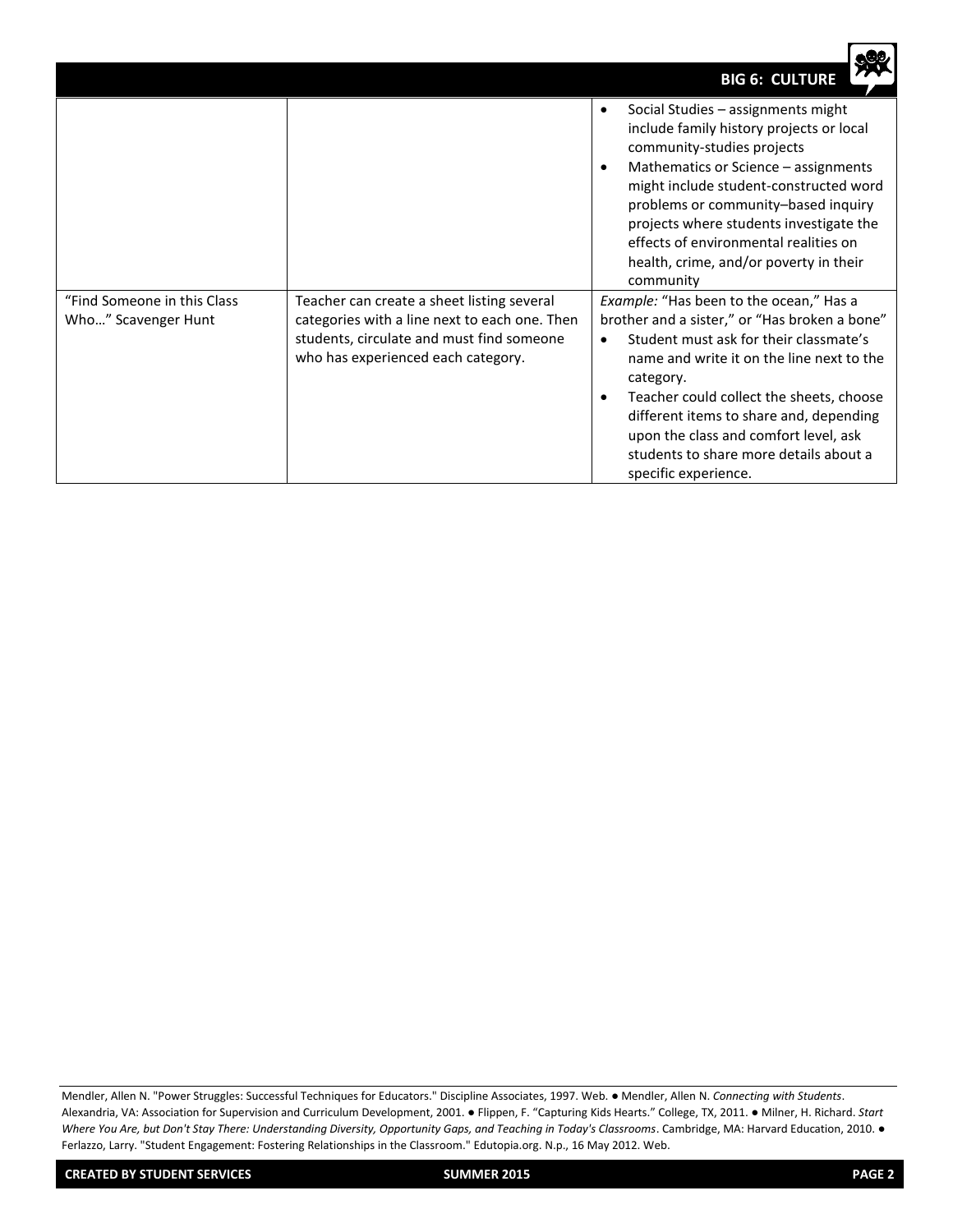| | | |
|---|---|---|
| | | • Social Studies – assignments might include family history projects or local community-studies projects<br>• Mathematics or Science – assignments might include student-constructed word problems or community–based inquiry projects where students investigate the effects of environmental realities on health, crime, and/or poverty in their community |
| “Find Someone in this Class Who…” Scavenger Hunt | Teacher can create a sheet listing several categories with a line next to each one. Then students, circulate and must find someone who has experienced each category. | *Example:* “Has been to the ocean,” Has a brother and a sister,” or “Has broken a bone”<br>• Student must ask for their classmate’s name and write it on the line next to the category.<br>• Teacher could collect the sheets, choose different items to share and, depending upon the class and comfort level, ask students to share more details about a specific experience. |

Mendler, Allen N. "Power Struggles: Successful Techniques for Educators." Discipline Associates, 1997. Web. ● Mendler, Allen N. *Connecting with Students*. Alexandria, VA: Association for Supervision and Curriculum Development, 2001. ● Flippen, F. “Capturing Kids Hearts.” College, TX, 2011. ● Milner, H. Richard. *Start Where You Are, but Don't Stay There: Understanding Diversity, Opportunity Gaps, and Teaching in Today's Classrooms*. Cambridge, MA: Harvard Education, 2010. ● Ferlazzo, Larry. "Student Engagement: Fostering Relationships in the Classroom." Edutopia.org. N.p., 16 May 2012. Web.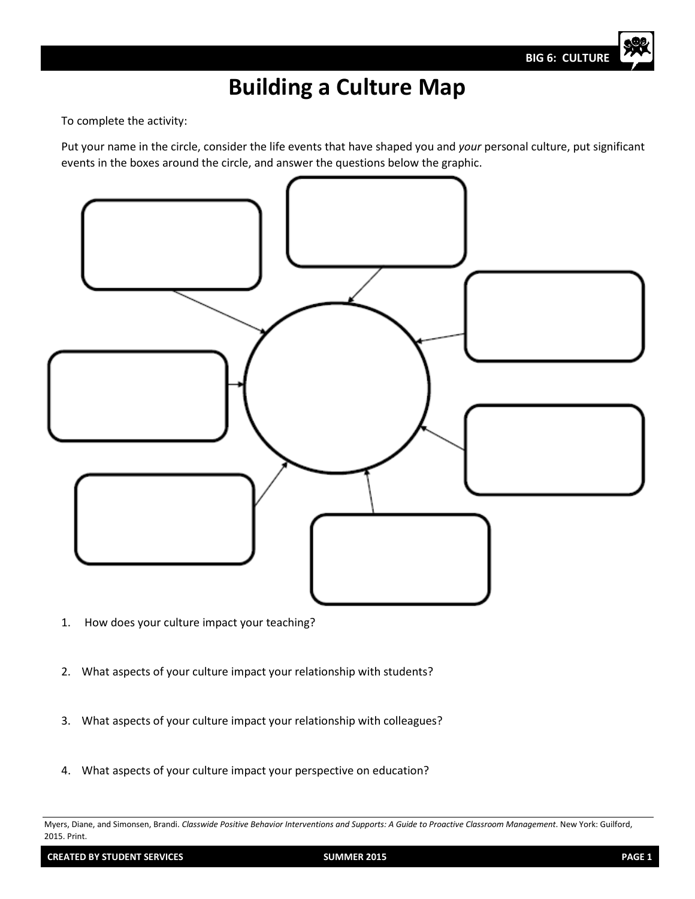# Building a Culture Map

To complete the activity:

Put your name in the circle, consider the life events that have shaped you and *your* personal culture, put significant events in the boxes around the circle, and answer the questions below the graphic.

1. How does your culture impact your teaching?

2. What aspects of your culture impact your relationship with students?

3. What aspects of your culture impact your relationship with colleagues?

4. What aspects of your culture impact your perspective on education?

Myers, Diane, and Simonsen, Brandi. *Classwide Positive Behavior Interventions and Supports: A Guide to Proactive Classroom Management*. New York: Guilford, 2015. Print.